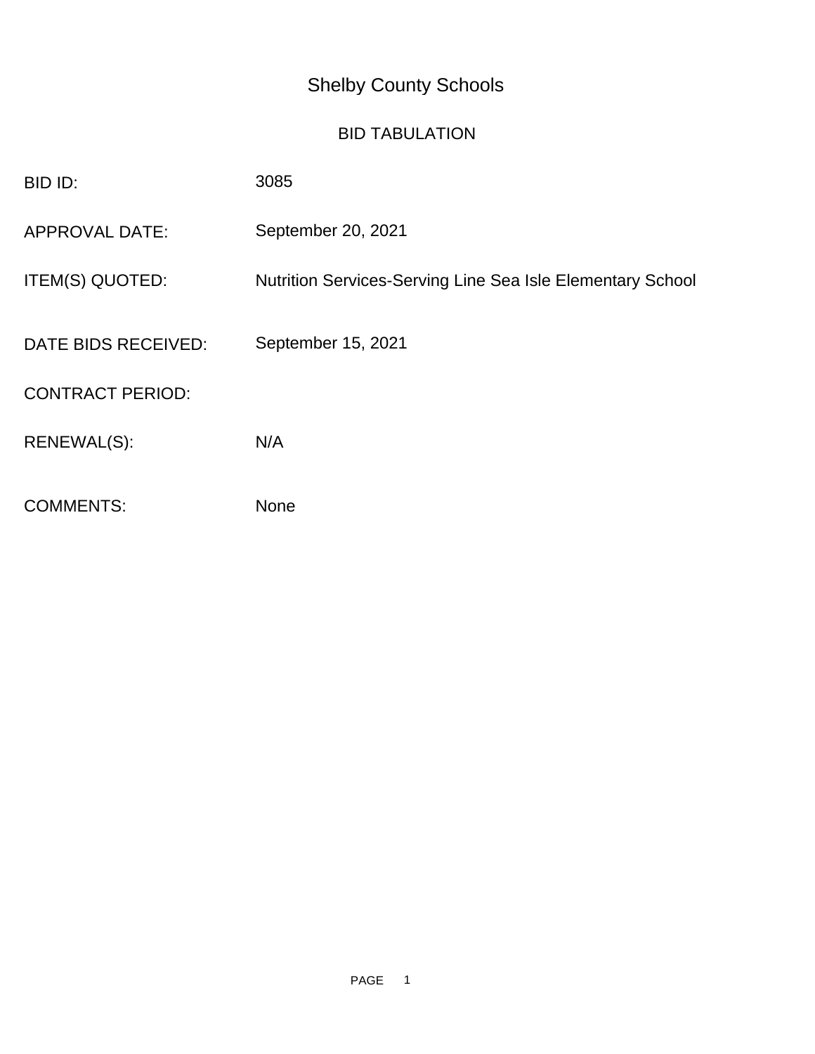# Shelby County Schools

## BID TABULATION

| | |
|---|---|
| BID ID: | 3085 |
| APPROVAL DATE: | September 20, 2021 |
| ITEM(S) QUOTED: | Nutrition Services-Serving Line Sea Isle Elementary School |
| DATE BIDS RECEIVED: | September 15, 2021 |
| CONTRACT PERIOD: | |
| RENEWAL(S): | N/A |
| COMMENTS: | None |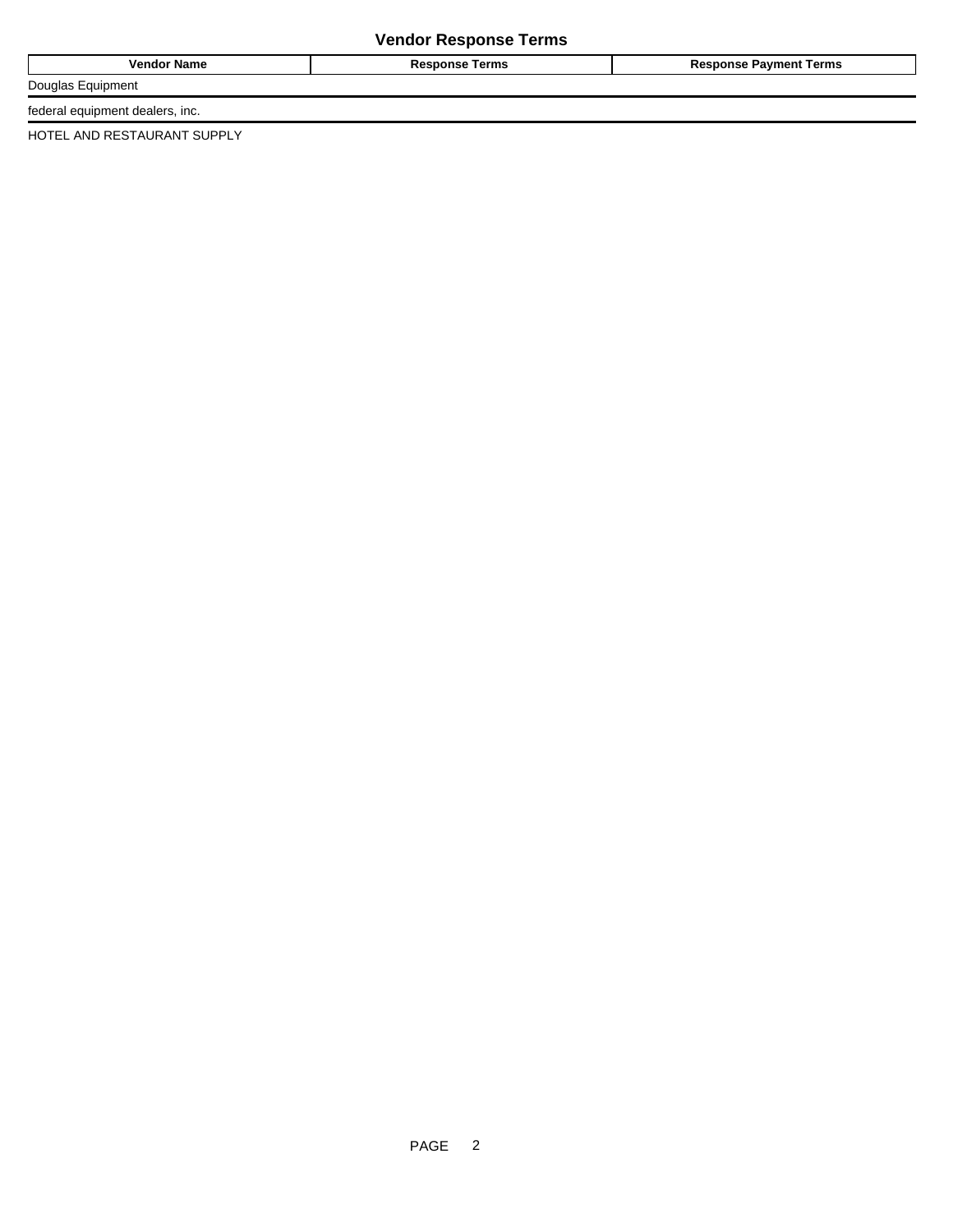### Vendor Response Terms

| Vendor Name | Response Terms | Response Payment Terms |
|---|---|---|
| Douglas Equipment | | |
| federal equipment dealers, inc. | | |
| HOTEL AND RESTAURANT SUPPLY | | |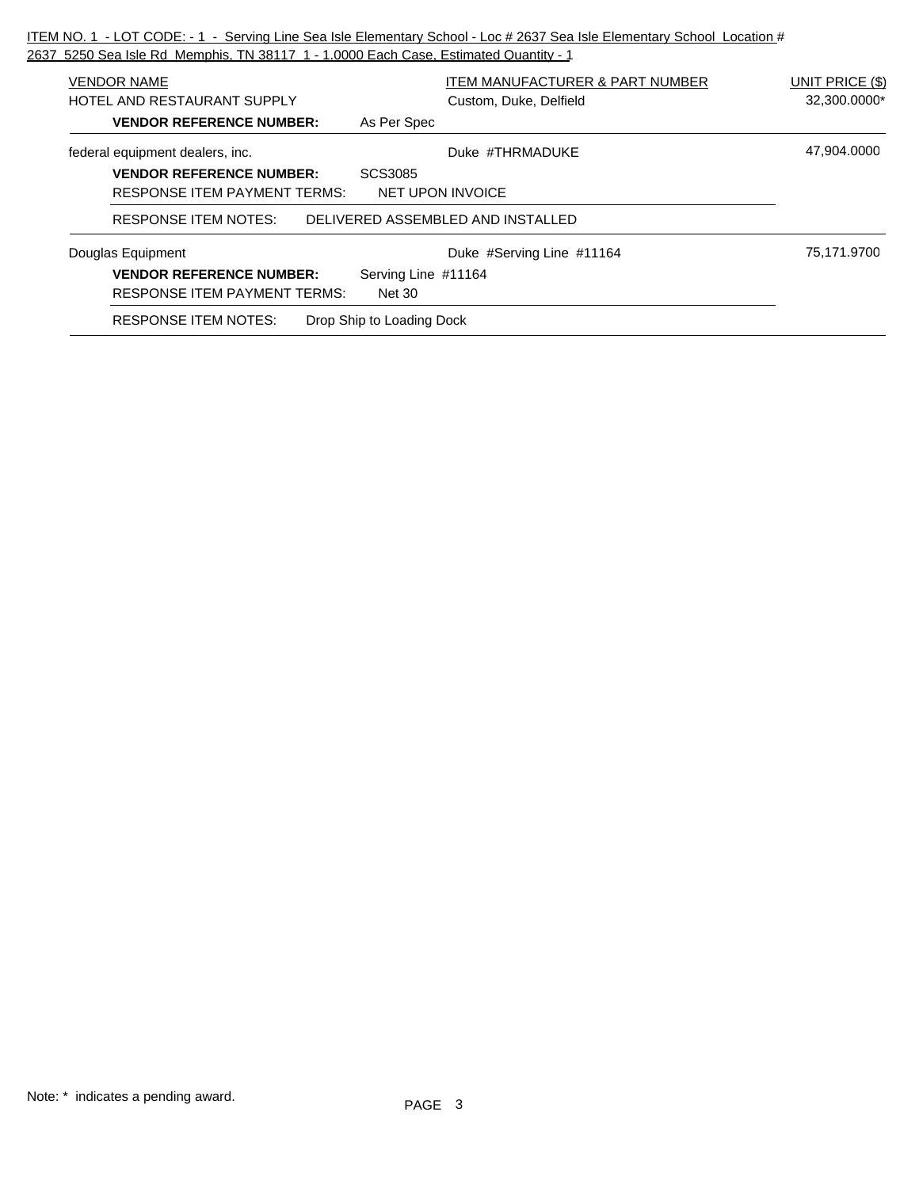ITEM NO. 1 - LOT CODE: - 1 - Serving Line Sea Isle Elementary School - Loc # 2637 Sea Isle Elementary School Location # 2637 5250 Sea Isle Rd Memphis, TN 38117 1 - 1.0000 Each Case, Estimated Quantity - 1

| VENDOR NAME | | ITEM MANUFACTURER & PART NUMBER | UNIT PRICE ($) |
|---|---|---|---|
| HOTEL AND RESTAURANT SUPPLY | | Custom, Duke, Delfield | 32,300.0000* |
| **VENDOR REFERENCE NUMBER:** | As Per Spec | | |
| federal equipment dealers, inc. | | Duke #THRMADUKE | 47,904.0000 |
| **VENDOR REFERENCE NUMBER:** | SCS3085 | | |
| RESPONSE ITEM PAYMENT TERMS: | NET UPON INVOICE | | |
| RESPONSE ITEM NOTES: | DELIVERED ASSEMBLED AND INSTALLED | | |
| Douglas Equipment | | Duke #Serving Line #11164 | 75,171.9700 |
| **VENDOR REFERENCE NUMBER:** | Serving Line #11164 | | |
| RESPONSE ITEM PAYMENT TERMS: | Net 30 | | |
| RESPONSE ITEM NOTES: | Drop Ship to Loading Dock | | |

Note: * indicates a pending award.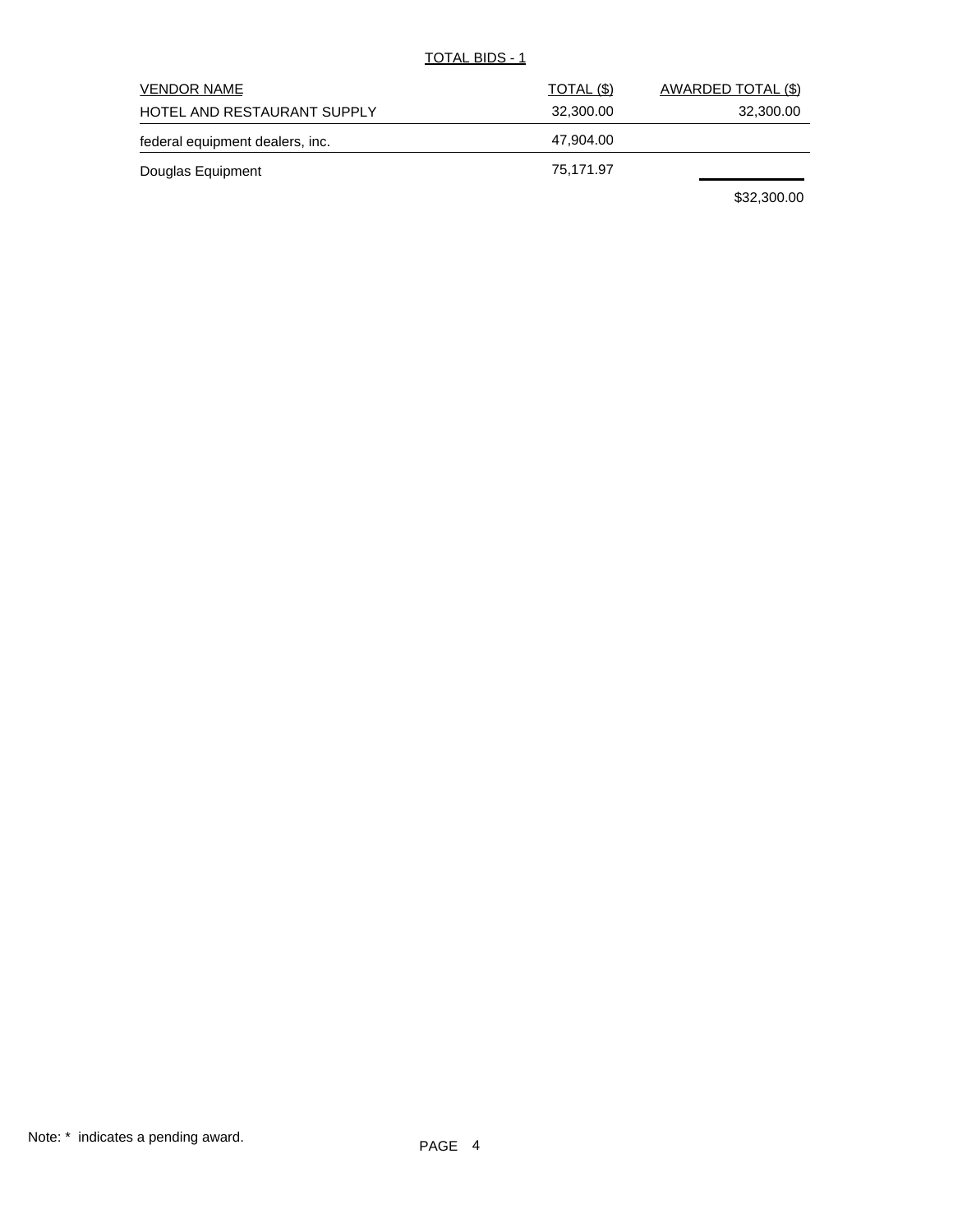TOTAL BIDS - 1

| VENDOR NAME | TOTAL ($) | AWARDED TOTAL ($) |
| --- | --- | --- |
| HOTEL AND RESTAURANT SUPPLY | 32,300.00 | 32,300.00 |
| federal equipment dealers, inc. | 47,904.00 | |
| Douglas Equipment | 75,171.97 | |
| | | $32,300.00 |

Note: * indicates a pending award.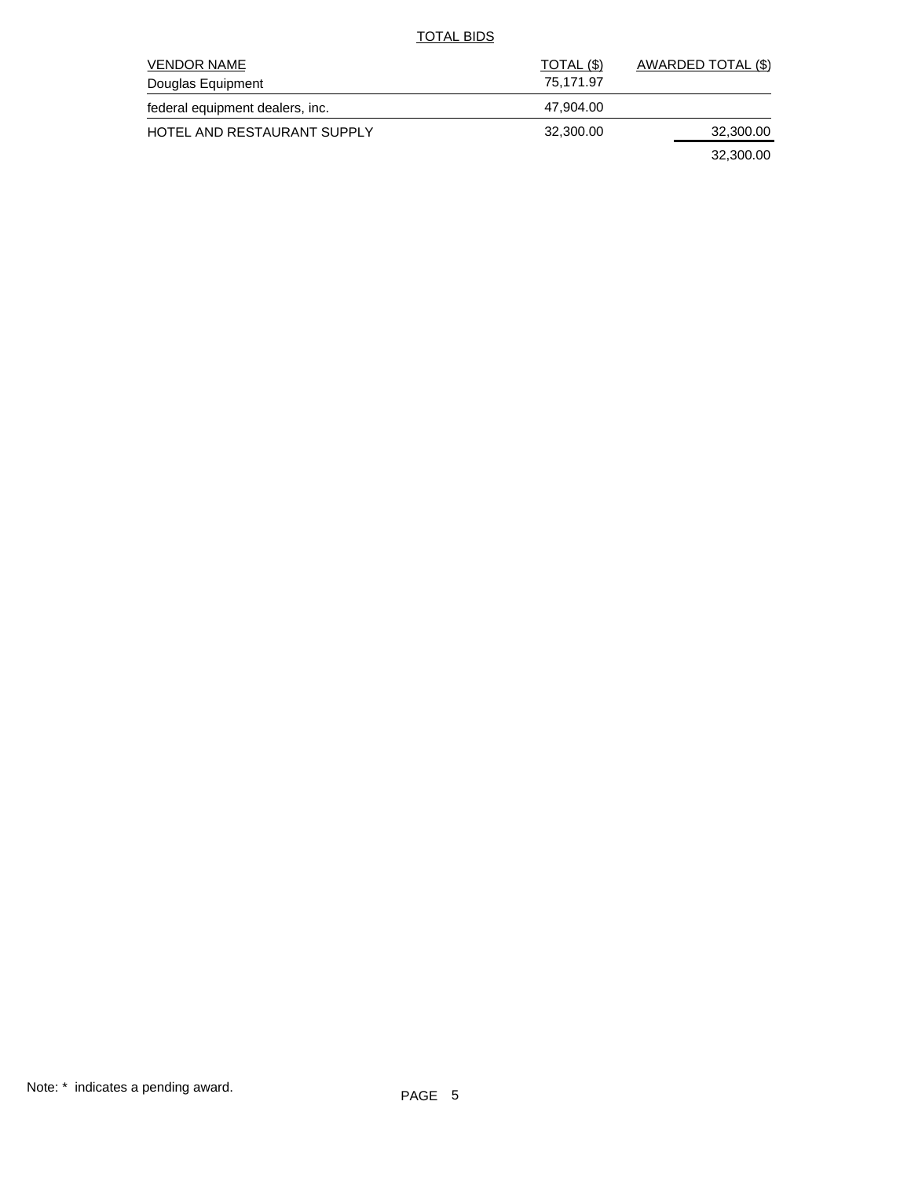TOTAL BIDS

| VENDOR NAME | TOTAL ($) | AWARDED TOTAL ($) |
|---|---|---|
| Douglas Equipment | 75,171.97 | |
| federal equipment dealers, inc. | 47,904.00 | |
| HOTEL AND RESTAURANT SUPPLY | 32,300.00 | 32,300.00 |
| | | 32,300.00 |

Note: * indicates a pending award.